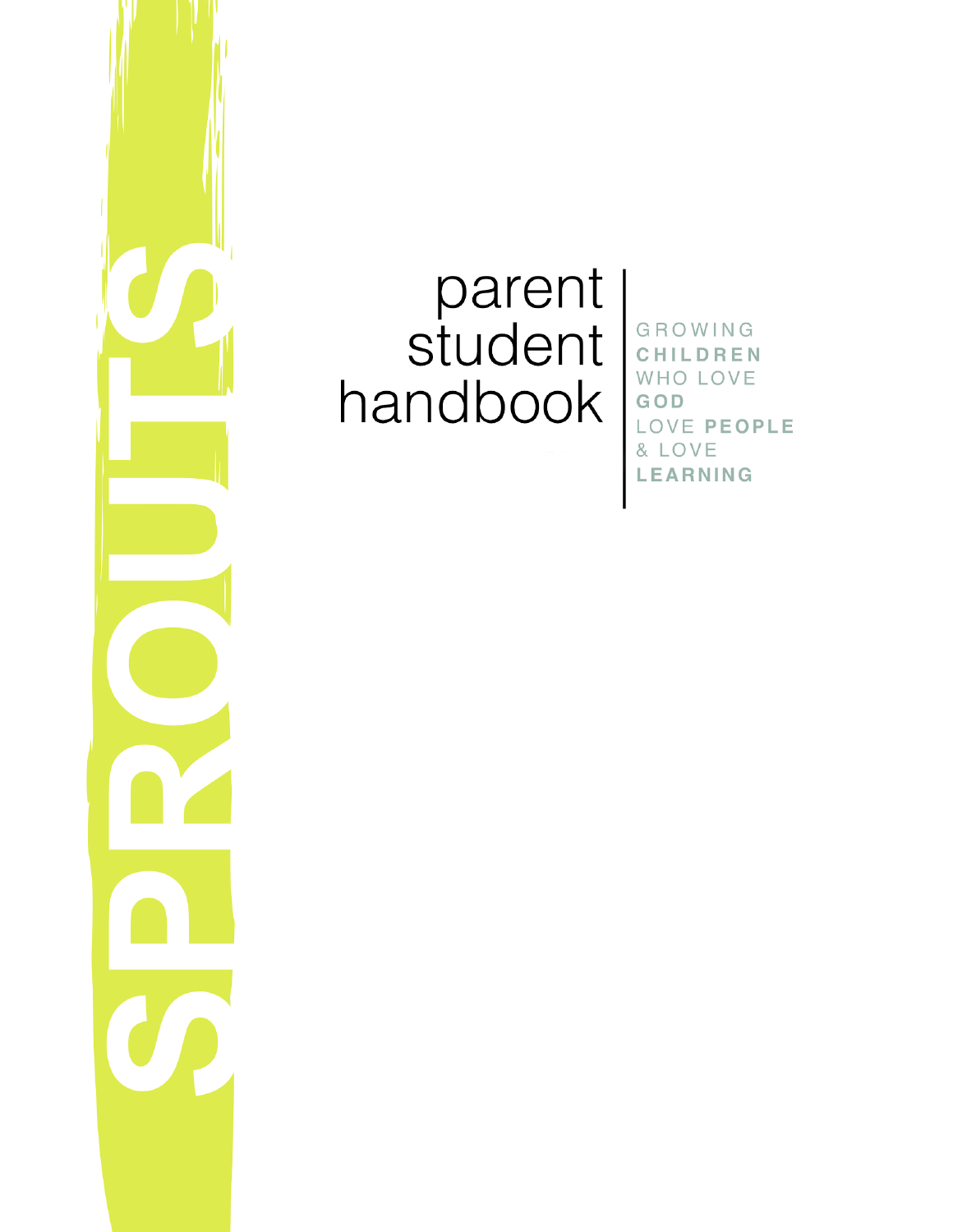# SPROUTS

# parent student handbook

GROWING **CHILDREN** WHO LOVE **GOD** LOVE **PEOPLE** & LOVE **LEARNING**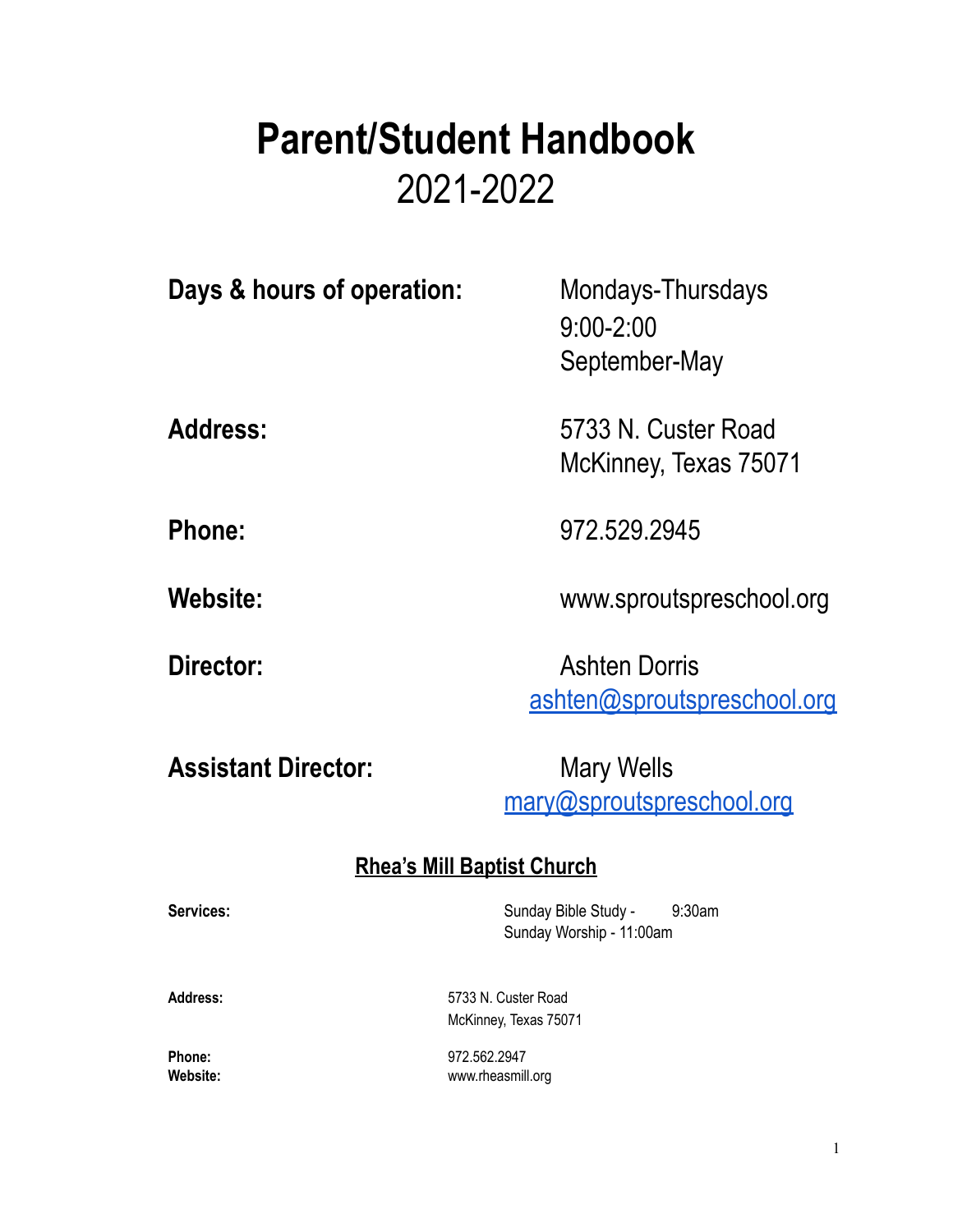# Parent/Student Handbook

# 2021-2022

| | |
|---|---|
| **Days & hours of operation:** | Mondays-Thursdays<br>9:00-2:00<br>September-May |
| **Address:** | 5733 N. Custer Road<br>McKinney, Texas 75071 |
| **Phone:** | 972.529.2945 |
| **Website:** | www.sproutspreschool.org |
| **Director:** | Ashten Dorris<br>ashten@sproutspreschool.org |
| **Assistant Director:** | Mary Wells<br>mary@sproutspreschool.org |

## Rhea's Mill Baptist Church

| | |
|---|---|
| **Services:** | Sunday Bible Study - 9:30am<br>Sunday Worship - 11:00am |
| **Address:** | 5733 N. Custer Road<br>McKinney, Texas 75071 |
| **Phone:** | 972.562.2947 |
| **Website:** | www.rheasmill.org |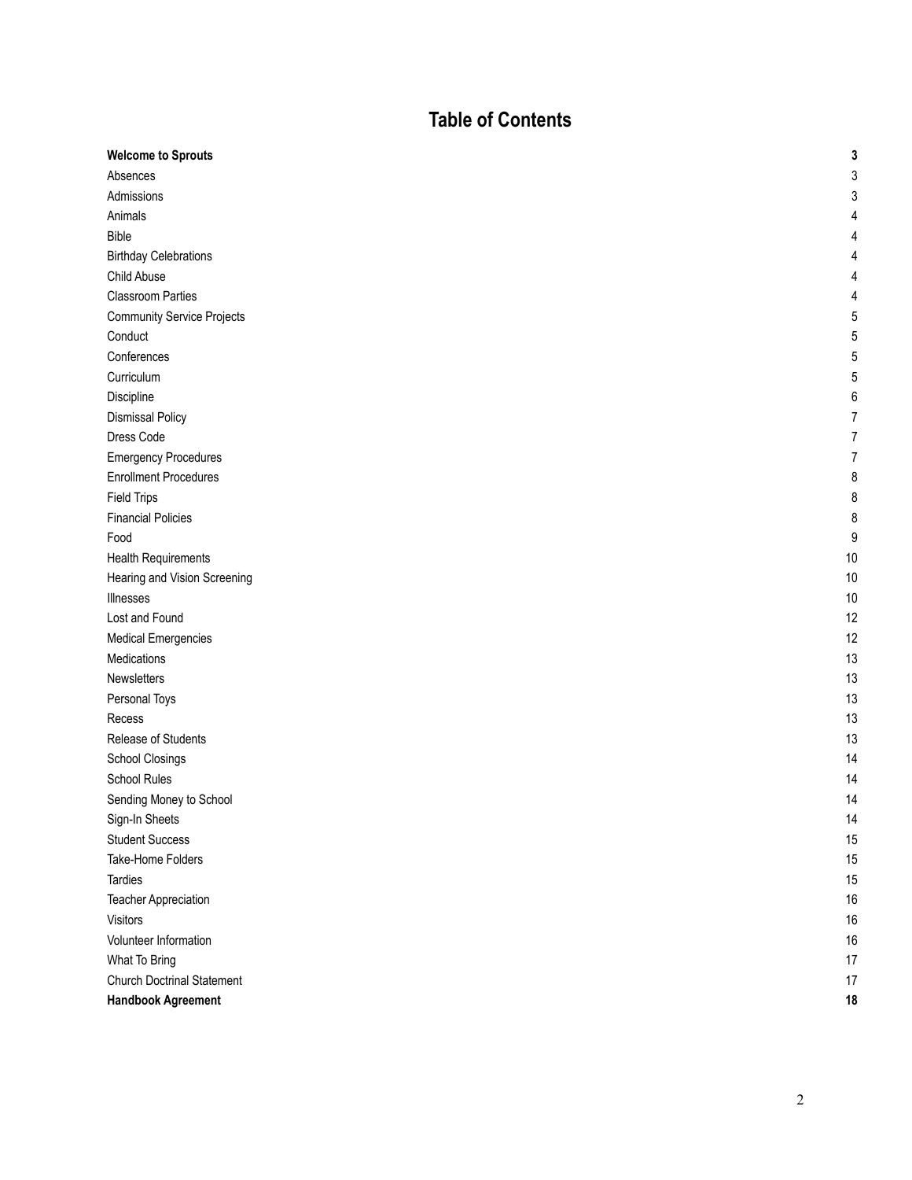# Table of Contents

| | |
|---|---|
| **Welcome to Sprouts** | **3** |
| Absences | 3 |
| Admissions | 3 |
| Animals | 4 |
| Bible | 4 |
| Birthday Celebrations | 4 |
| Child Abuse | 4 |
| Classroom Parties | 4 |
| Community Service Projects | 5 |
| Conduct | 5 |
| Conferences | 5 |
| Curriculum | 5 |
| Discipline | 6 |
| Dismissal Policy | 7 |
| Dress Code | 7 |
| Emergency Procedures | 7 |
| Enrollment Procedures | 8 |
| Field Trips | 8 |
| Financial Policies | 8 |
| Food | 9 |
| Health Requirements | 10 |
| Hearing and Vision Screening | 10 |
| Illnesses | 10 |
| Lost and Found | 12 |
| Medical Emergencies | 12 |
| Medications | 13 |
| Newsletters | 13 |
| Personal Toys | 13 |
| Recess | 13 |
| Release of Students | 13 |
| School Closings | 14 |
| School Rules | 14 |
| Sending Money to School | 14 |
| Sign-In Sheets | 14 |
| Student Success | 15 |
| Take-Home Folders | 15 |
| Tardies | 15 |
| Teacher Appreciation | 16 |
| Visitors | 16 |
| Volunteer Information | 16 |
| What To Bring | 17 |
| Church Doctrinal Statement | 17 |
| **Handbook Agreement** | **18** |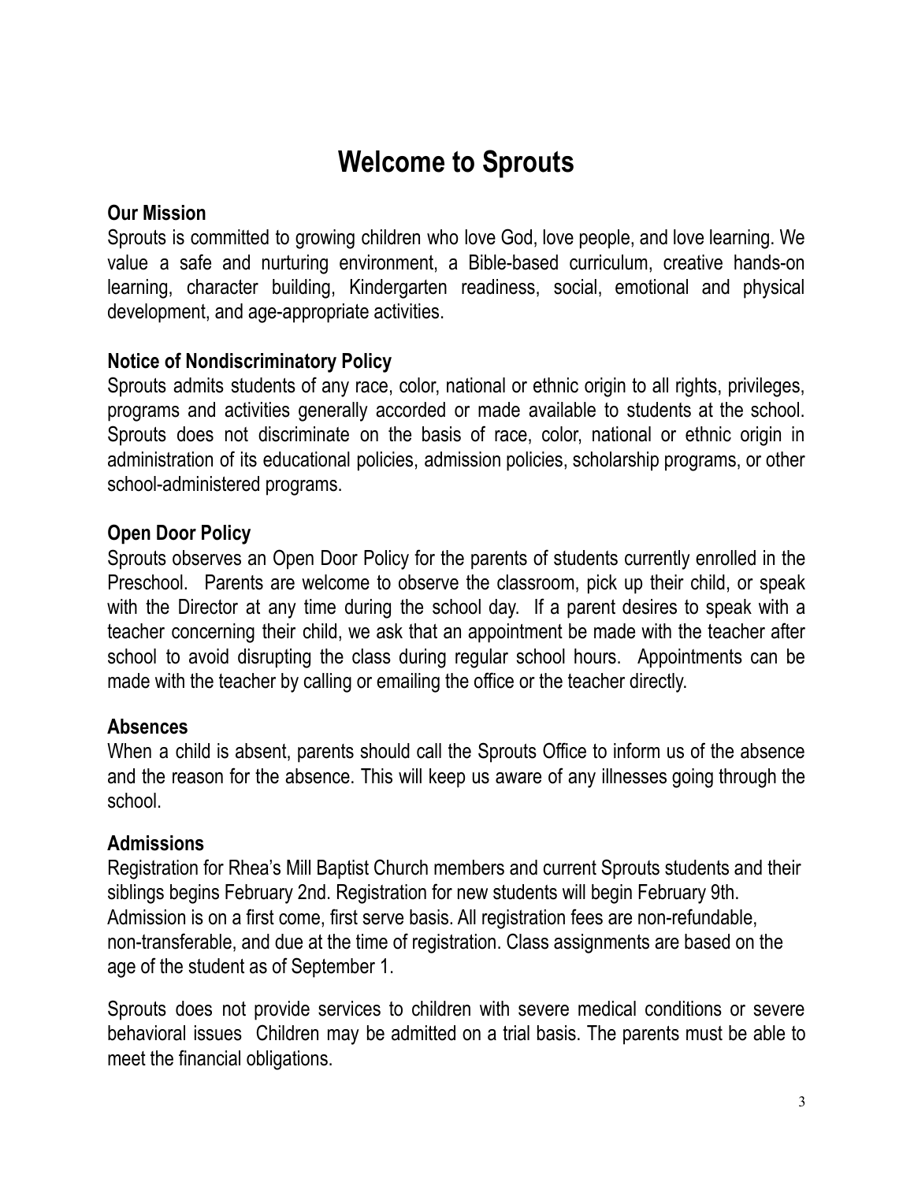# Welcome to Sprouts

### Our Mission

Sprouts is committed to growing children who love God, love people, and love learning. We value a safe and nurturing environment, a Bible-based curriculum, creative hands-on learning, character building, Kindergarten readiness, social, emotional and physical development, and age-appropriate activities.

### Notice of Nondiscriminatory Policy

Sprouts admits students of any race, color, national or ethnic origin to all rights, privileges, programs and activities generally accorded or made available to students at the school. Sprouts does not discriminate on the basis of race, color, national or ethnic origin in administration of its educational policies, admission policies, scholarship programs, or other school-administered programs.

### Open Door Policy

Sprouts observes an Open Door Policy for the parents of students currently enrolled in the Preschool. Parents are welcome to observe the classroom, pick up their child, or speak with the Director at any time during the school day. If a parent desires to speak with a teacher concerning their child, we ask that an appointment be made with the teacher after school to avoid disrupting the class during regular school hours. Appointments can be made with the teacher by calling or emailing the office or the teacher directly.

### Absences

When a child is absent, parents should call the Sprouts Office to inform us of the absence and the reason for the absence. This will keep us aware of any illnesses going through the school.

### Admissions

Registration for Rhea's Mill Baptist Church members and current Sprouts students and their siblings begins February 2nd. Registration for new students will begin February 9th. Admission is on a first come, first serve basis. All registration fees are non-refundable, non-transferable, and due at the time of registration. Class assignments are based on the age of the student as of September 1.

Sprouts does not provide services to children with severe medical conditions or severe behavioral issues Children may be admitted on a trial basis. The parents must be able to meet the financial obligations.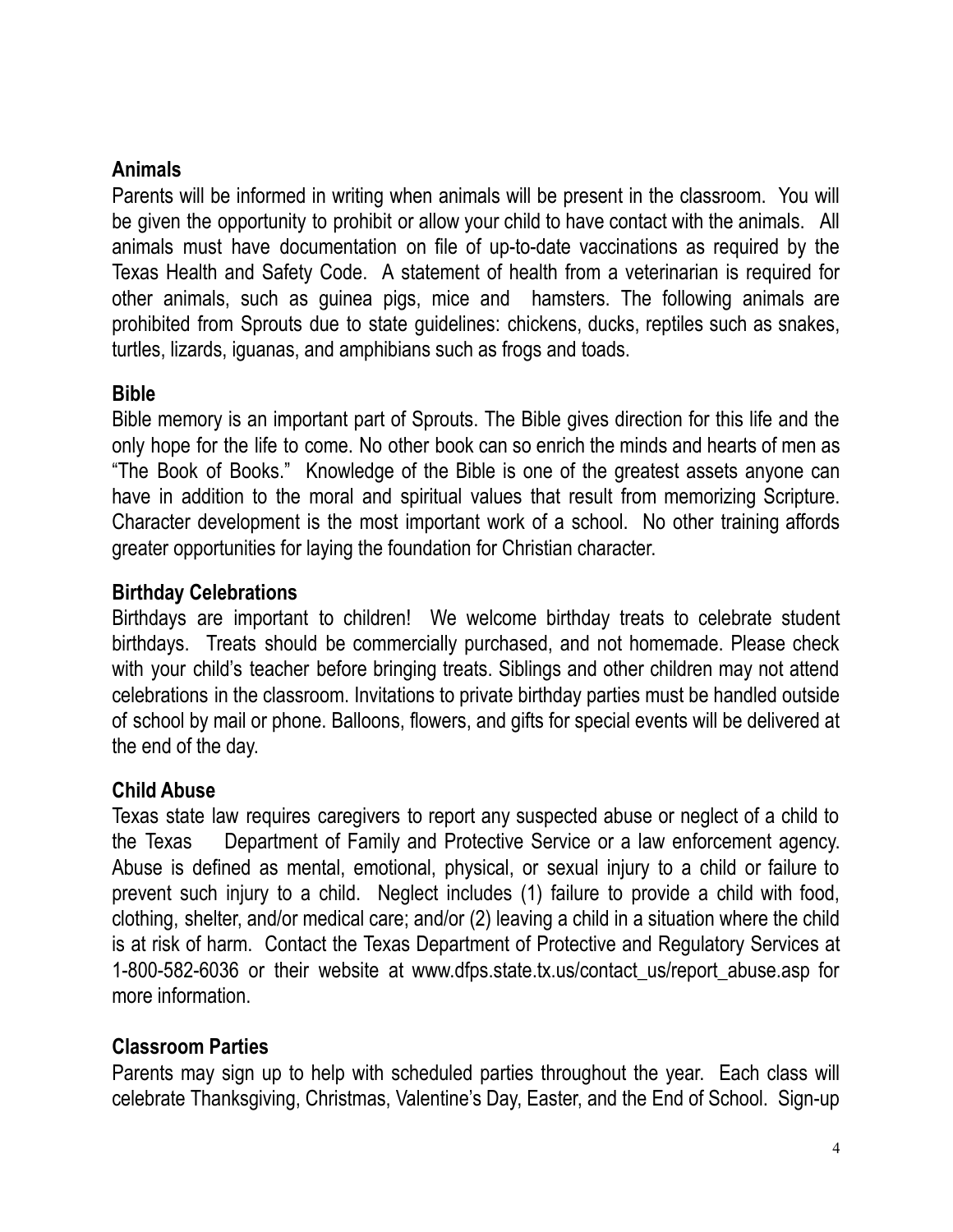## Animals

Parents will be informed in writing when animals will be present in the classroom. You will be given the opportunity to prohibit or allow your child to have contact with the animals. All animals must have documentation on file of up-to-date vaccinations as required by the Texas Health and Safety Code. A statement of health from a veterinarian is required for other animals, such as guinea pigs, mice and hamsters. The following animals are prohibited from Sprouts due to state guidelines: chickens, ducks, reptiles such as snakes, turtles, lizards, iguanas, and amphibians such as frogs and toads.

## Bible

Bible memory is an important part of Sprouts. The Bible gives direction for this life and the only hope for the life to come. No other book can so enrich the minds and hearts of men as "The Book of Books." Knowledge of the Bible is one of the greatest assets anyone can have in addition to the moral and spiritual values that result from memorizing Scripture. Character development is the most important work of a school. No other training affords greater opportunities for laying the foundation for Christian character.

## Birthday Celebrations

Birthdays are important to children! We welcome birthday treats to celebrate student birthdays. Treats should be commercially purchased, and not homemade. Please check with your child's teacher before bringing treats. Siblings and other children may not attend celebrations in the classroom. Invitations to private birthday parties must be handled outside of school by mail or phone. Balloons, flowers, and gifts for special events will be delivered at the end of the day.

## Child Abuse

Texas state law requires caregivers to report any suspected abuse or neglect of a child to the Texas Department of Family and Protective Service or a law enforcement agency. Abuse is defined as mental, emotional, physical, or sexual injury to a child or failure to prevent such injury to a child. Neglect includes (1) failure to provide a child with food, clothing, shelter, and/or medical care; and/or (2) leaving a child in a situation where the child is at risk of harm. Contact the Texas Department of Protective and Regulatory Services at 1-800-582-6036 or their website at www.dfps.state.tx.us/contact_us/report_abuse.asp for more information.

## Classroom Parties

Parents may sign up to help with scheduled parties throughout the year. Each class will celebrate Thanksgiving, Christmas, Valentine's Day, Easter, and the End of School. Sign-up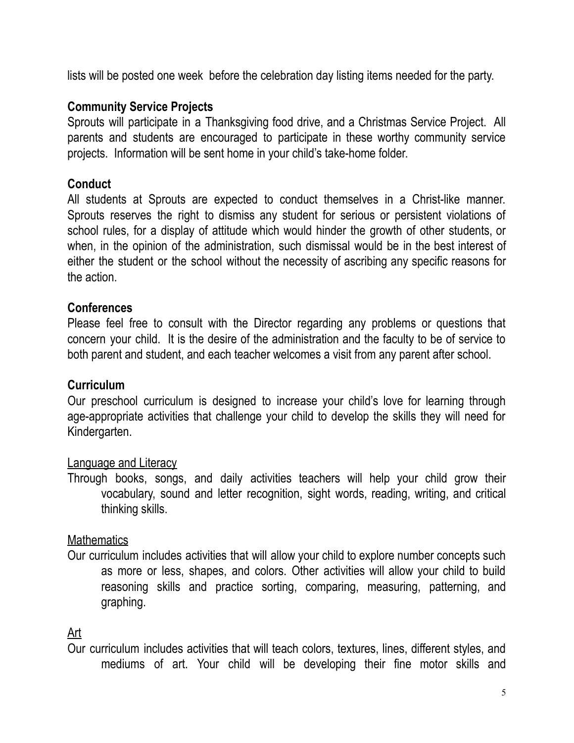lists will be posted one week before the celebration day listing items needed for the party.

## Community Service Projects

Sprouts will participate in a Thanksgiving food drive, and a Christmas Service Project. All parents and students are encouraged to participate in these worthy community service projects. Information will be sent home in your child's take-home folder.

## Conduct

All students at Sprouts are expected to conduct themselves in a Christ-like manner. Sprouts reserves the right to dismiss any student for serious or persistent violations of school rules, for a display of attitude which would hinder the growth of other students, or when, in the opinion of the administration, such dismissal would be in the best interest of either the student or the school without the necessity of ascribing any specific reasons for the action.

## Conferences

Please feel free to consult with the Director regarding any problems or questions that concern your child. It is the desire of the administration and the faculty to be of service to both parent and student, and each teacher welcomes a visit from any parent after school.

## Curriculum

Our preschool curriculum is designed to increase your child's love for learning through age-appropriate activities that challenge your child to develop the skills they will need for Kindergarten.

### Language and Literacy

Through books, songs, and daily activities teachers will help your child grow their vocabulary, sound and letter recognition, sight words, reading, writing, and critical thinking skills.

### Mathematics

Our curriculum includes activities that will allow your child to explore number concepts such as more or less, shapes, and colors. Other activities will allow your child to build reasoning skills and practice sorting, comparing, measuring, patterning, and graphing.

### Art

Our curriculum includes activities that will teach colors, textures, lines, different styles, and mediums of art. Your child will be developing their fine motor skills and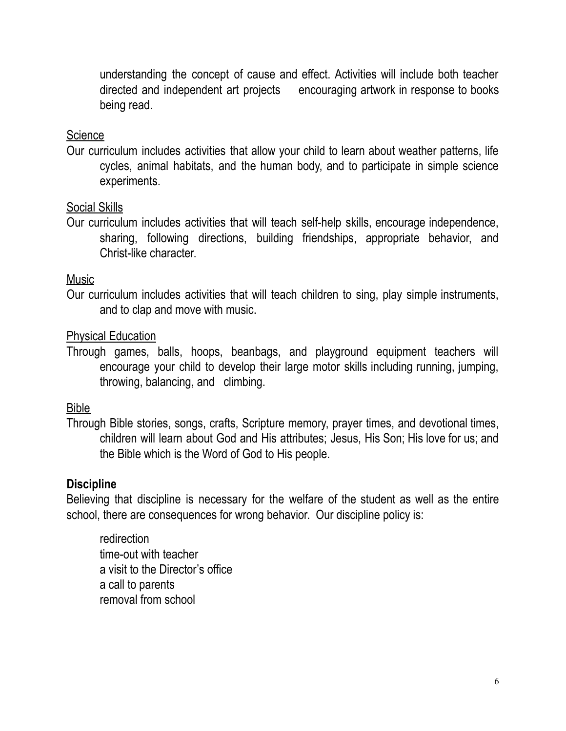understanding the concept of cause and effect. Activities will include both teacher directed and independent art projects encouraging artwork in response to books being read.

Science

Our curriculum includes activities that allow your child to learn about weather patterns, life cycles, animal habitats, and the human body, and to participate in simple science experiments.

Social Skills

Our curriculum includes activities that will teach self-help skills, encourage independence, sharing, following directions, building friendships, appropriate behavior, and Christ-like character.

Music

Our curriculum includes activities that will teach children to sing, play simple instruments, and to clap and move with music.

Physical Education

Through games, balls, hoops, beanbags, and playground equipment teachers will encourage your child to develop their large motor skills including running, jumping, throwing, balancing, and climbing.

Bible

Through Bible stories, songs, crafts, Scripture memory, prayer times, and devotional times, children will learn about God and His attributes; Jesus, His Son; His love for us; and the Bible which is the Word of God to His people.

**Discipline**

Believing that discipline is necessary for the welfare of the student as well as the entire school, there are consequences for wrong behavior. Our discipline policy is:

redirection
time-out with teacher
a visit to the Director's office
a call to parents
removal from school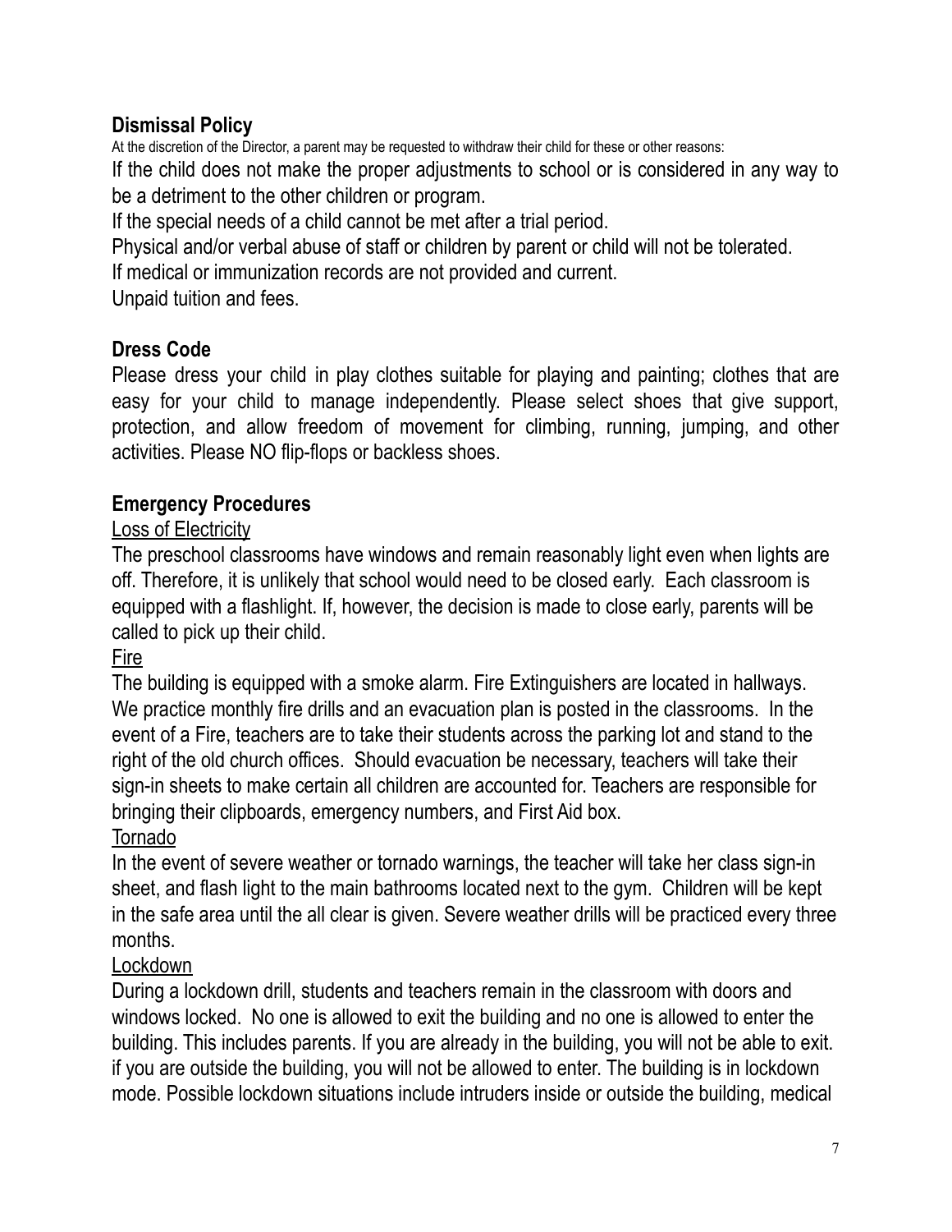## Dismissal Policy

At the discretion of the Director, a parent may be requested to withdraw their child for these or other reasons:

If the child does not make the proper adjustments to school or is considered in any way to be a detriment to the other children or program.

If the special needs of a child cannot be met after a trial period.

Physical and/or verbal abuse of staff or children by parent or child will not be tolerated.

If medical or immunization records are not provided and current.

Unpaid tuition and fees.

## Dress Code

Please dress your child in play clothes suitable for playing and painting; clothes that are easy for your child to manage independently. Please select shoes that give support, protection, and allow freedom of movement for climbing, running, jumping, and other activities. Please NO flip-flops or backless shoes.

## Emergency Procedures

Loss of Electricity

The preschool classrooms have windows and remain reasonably light even when lights are off. Therefore, it is unlikely that school would need to be closed early. Each classroom is equipped with a flashlight. If, however, the decision is made to close early, parents will be called to pick up their child.

Fire

The building is equipped with a smoke alarm. Fire Extinguishers are located in hallways. We practice monthly fire drills and an evacuation plan is posted in the classrooms. In the event of a Fire, teachers are to take their students across the parking lot and stand to the right of the old church offices. Should evacuation be necessary, teachers will take their sign-in sheets to make certain all children are accounted for. Teachers are responsible for bringing their clipboards, emergency numbers, and First Aid box.

Tornado

In the event of severe weather or tornado warnings, the teacher will take her class sign-in sheet, and flash light to the main bathrooms located next to the gym. Children will be kept in the safe area until the all clear is given. Severe weather drills will be practiced every three months.

Lockdown

During a lockdown drill, students and teachers remain in the classroom with doors and windows locked. No one is allowed to exit the building and no one is allowed to enter the building. This includes parents. If you are already in the building, you will not be able to exit. if you are outside the building, you will not be allowed to enter. The building is in lockdown mode. Possible lockdown situations include intruders inside or outside the building, medical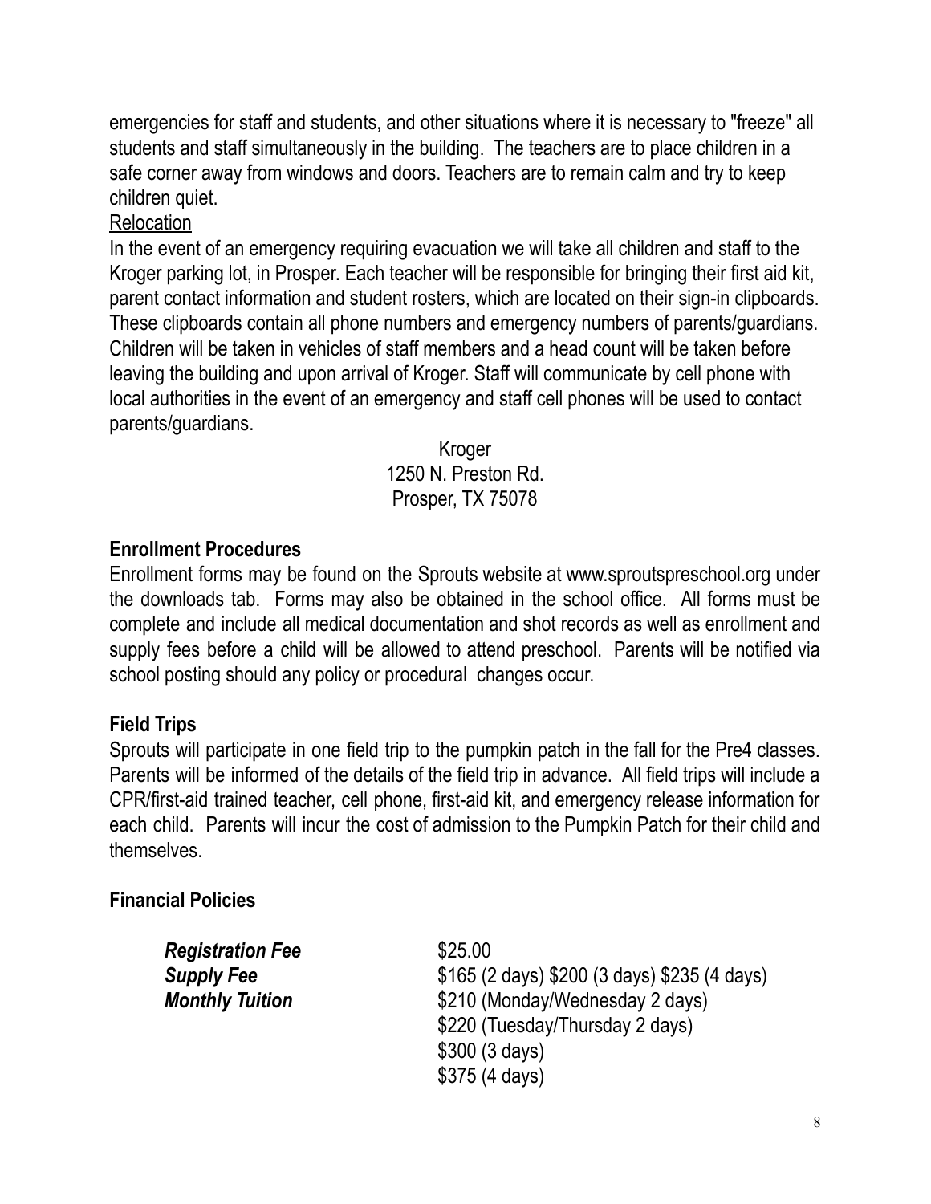emergencies for staff and students, and other situations where it is necessary to "freeze" all students and staff simultaneously in the building. The teachers are to place children in a safe corner away from windows and doors. Teachers are to remain calm and try to keep children quiet.

Relocation

In the event of an emergency requiring evacuation we will take all children and staff to the Kroger parking lot, in Prosper. Each teacher will be responsible for bringing their first aid kit, parent contact information and student rosters, which are located on their sign-in clipboards. These clipboards contain all phone numbers and emergency numbers of parents/guardians. Children will be taken in vehicles of staff members and a head count will be taken before leaving the building and upon arrival of Kroger. Staff will communicate by cell phone with local authorities in the event of an emergency and staff cell phones will be used to contact parents/guardians.

Kroger
1250 N. Preston Rd.
Prosper, TX 75078

## Enrollment Procedures

Enrollment forms may be found on the Sprouts website at www.sproutspreschool.org under the downloads tab. Forms may also be obtained in the school office. All forms must be complete and include all medical documentation and shot records as well as enrollment and supply fees before a child will be allowed to attend preschool. Parents will be notified via school posting should any policy or procedural changes occur.

## Field Trips

Sprouts will participate in one field trip to the pumpkin patch in the fall for the Pre4 classes. Parents will be informed of the details of the field trip in advance. All field trips will include a CPR/first-aid trained teacher, cell phone, first-aid kit, and emergency release information for each child. Parents will incur the cost of admission to the Pumpkin Patch for their child and themselves.

## Financial Policies

| | |
|---|---|
| ***Registration Fee*** | $25.00 |
| ***Supply Fee*** | $165 (2 days) $200 (3 days) $235 (4 days) |
| ***Monthly Tuition*** | $210 (Monday/Wednesday 2 days) |
| | $220 (Tuesday/Thursday 2 days) |
| | $300 (3 days) |
| | $375 (4 days) |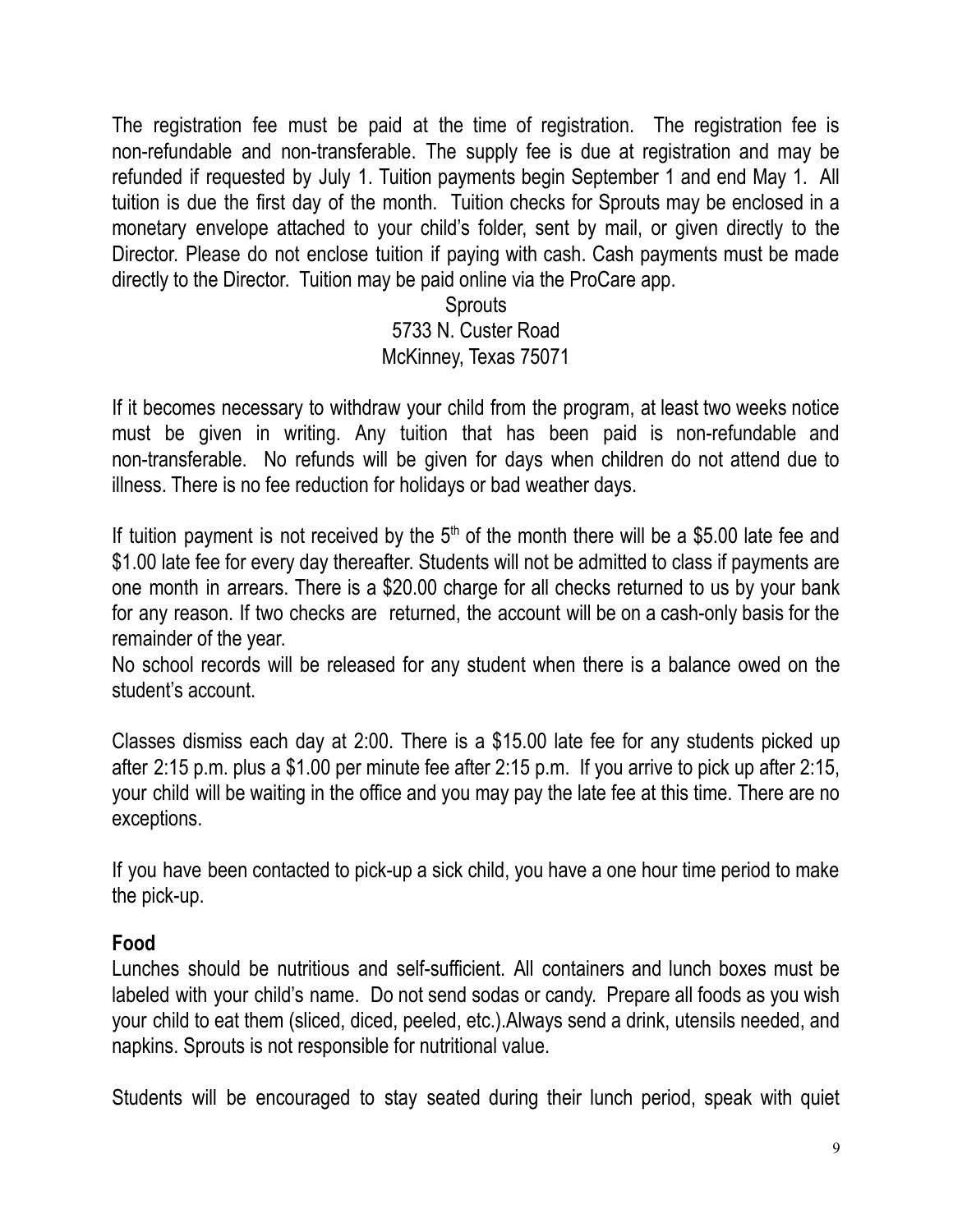The registration fee must be paid at the time of registration. The registration fee is non-refundable and non-transferable. The supply fee is due at registration and may be refunded if requested by July 1. Tuition payments begin September 1 and end May 1. All tuition is due the first day of the month. Tuition checks for Sprouts may be enclosed in a monetary envelope attached to your child's folder, sent by mail, or given directly to the Director. Please do not enclose tuition if paying with cash. Cash payments must be made directly to the Director. Tuition may be paid online via the ProCare app.

Sprouts
5733 N. Custer Road
McKinney, Texas 75071

If it becomes necessary to withdraw your child from the program, at least two weeks notice must be given in writing. Any tuition that has been paid is non-refundable and non-transferable. No refunds will be given for days when children do not attend due to illness. There is no fee reduction for holidays or bad weather days.

If tuition payment is not received by the 5th of the month there will be a $5.00 late fee and $1.00 late fee for every day thereafter. Students will not be admitted to class if payments are one month in arrears. There is a $20.00 charge for all checks returned to us by your bank for any reason. If two checks are returned, the account will be on a cash-only basis for the remainder of the year.
No school records will be released for any student when there is a balance owed on the student's account.

Classes dismiss each day at 2:00. There is a $15.00 late fee for any students picked up after 2:15 p.m. plus a $1.00 per minute fee after 2:15 p.m. If you arrive to pick up after 2:15, your child will be waiting in the office and you may pay the late fee at this time. There are no exceptions.

If you have been contacted to pick-up a sick child, you have a one hour time period to make the pick-up.

**Food**

Lunches should be nutritious and self-sufficient. All containers and lunch boxes must be labeled with your child's name. Do not send sodas or candy. Prepare all foods as you wish your child to eat them (sliced, diced, peeled, etc.).Always send a drink, utensils needed, and napkins. Sprouts is not responsible for nutritional value.

Students will be encouraged to stay seated during their lunch period, speak with quiet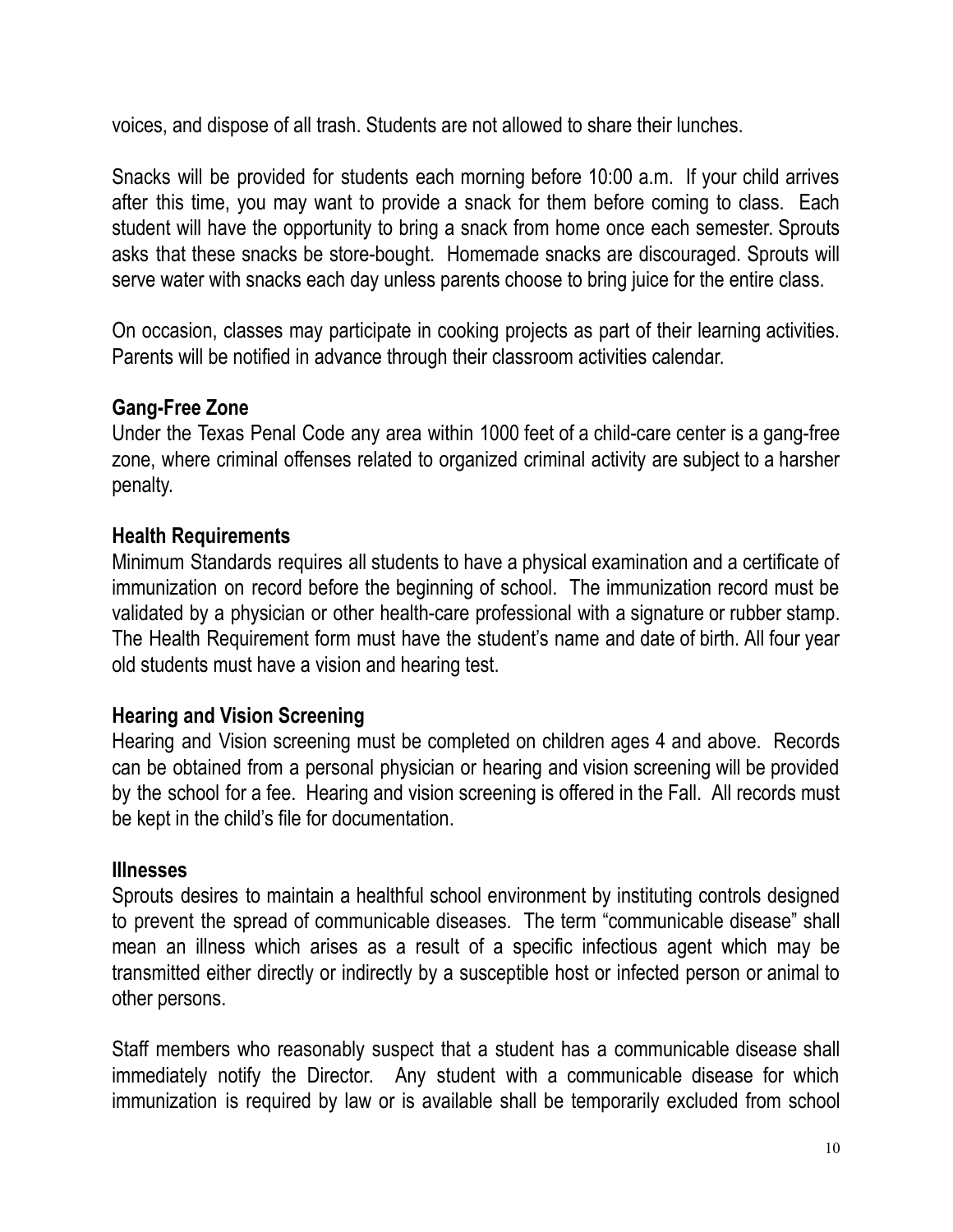voices, and dispose of all trash. Students are not allowed to share their lunches.

Snacks will be provided for students each morning before 10:00 a.m. If your child arrives after this time, you may want to provide a snack for them before coming to class. Each student will have the opportunity to bring a snack from home once each semester. Sprouts asks that these snacks be store-bought. Homemade snacks are discouraged. Sprouts will serve water with snacks each day unless parents choose to bring juice for the entire class.

On occasion, classes may participate in cooking projects as part of their learning activities. Parents will be notified in advance through their classroom activities calendar.

### Gang-Free Zone

Under the Texas Penal Code any area within 1000 feet of a child-care center is a gang-free zone, where criminal offenses related to organized criminal activity are subject to a harsher penalty.

### Health Requirements

Minimum Standards requires all students to have a physical examination and a certificate of immunization on record before the beginning of school. The immunization record must be validated by a physician or other health-care professional with a signature or rubber stamp. The Health Requirement form must have the student's name and date of birth. All four year old students must have a vision and hearing test.

### Hearing and Vision Screening

Hearing and Vision screening must be completed on children ages 4 and above. Records can be obtained from a personal physician or hearing and vision screening will be provided by the school for a fee. Hearing and vision screening is offered in the Fall. All records must be kept in the child's file for documentation.

### Illnesses

Sprouts desires to maintain a healthful school environment by instituting controls designed to prevent the spread of communicable diseases. The term "communicable disease" shall mean an illness which arises as a result of a specific infectious agent which may be transmitted either directly or indirectly by a susceptible host or infected person or animal to other persons.

Staff members who reasonably suspect that a student has a communicable disease shall immediately notify the Director. Any student with a communicable disease for which immunization is required by law or is available shall be temporarily excluded from school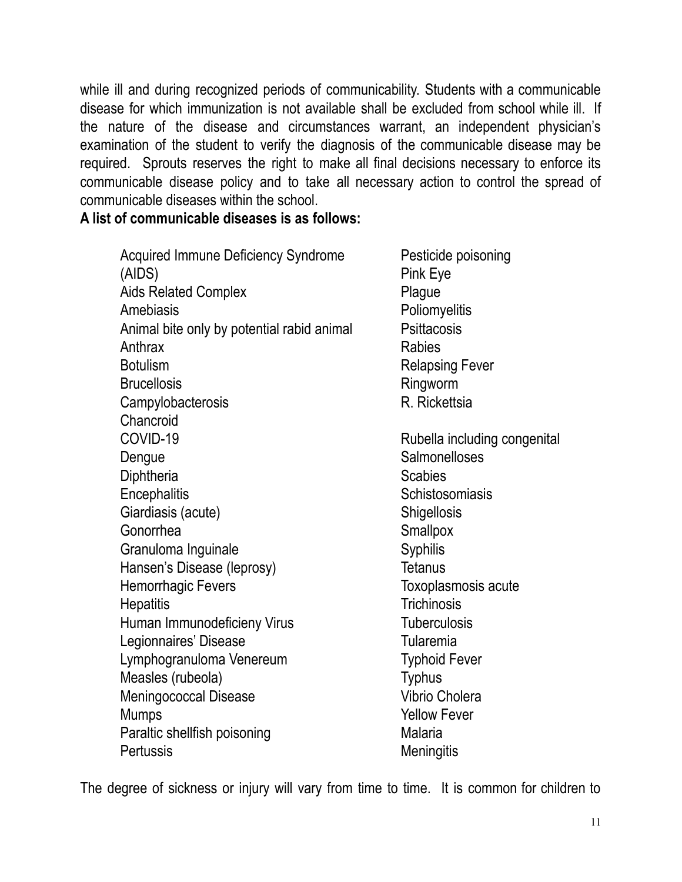while ill and during recognized periods of communicability. Students with a communicable disease for which immunization is not available shall be excluded from school while ill. If the nature of the disease and circumstances warrant, an independent physician's examination of the student to verify the diagnosis of the communicable disease may be required. Sprouts reserves the right to make all final decisions necessary to enforce its communicable disease policy and to take all necessary action to control the spread of communicable diseases within the school.

**A list of communicable diseases is as follows:**

- Acquired Immune Deficiency Syndrome (AIDS)
- Aids Related Complex
- Amebiasis
- Animal bite only by potential rabid animal
- Anthrax
- Botulism
- Brucellosis
- Campylobacterosis
- Chancroid
- COVID-19
- Dengue
- Diphtheria
- Encephalitis
- Giardiasis (acute)
- Gonorrhea
- Granuloma Inguinale
- Hansen's Disease (leprosy)
- Hemorrhagic Fevers
- Hepatitis
- Human Immunodeficieny Virus
- Legionnaires' Disease
- Lymphogranuloma Venereum
- Measles (rubeola)
- Meningococcal Disease
- Mumps
- Paraltic shellfish poisoning
- Pertussis
- Pesticide poisoning
- Pink Eye
- Plague
- Poliomyelitis
- Psittacosis
- Rabies
- Relapsing Fever
- Ringworm
- R. Rickettsia
- Rubella including congenital
- Salmonelloses
- Scabies
- Schistosomiasis
- Shigellosis
- Smallpox
- Syphilis
- Tetanus
- Toxoplasmosis acute
- Trichinosis
- Tuberculosis
- Tularemia
- Typhoid Fever
- Typhus
- Vibrio Cholera
- Yellow Fever
- Malaria
- Meningitis

The degree of sickness or injury will vary from time to time. It is common for children to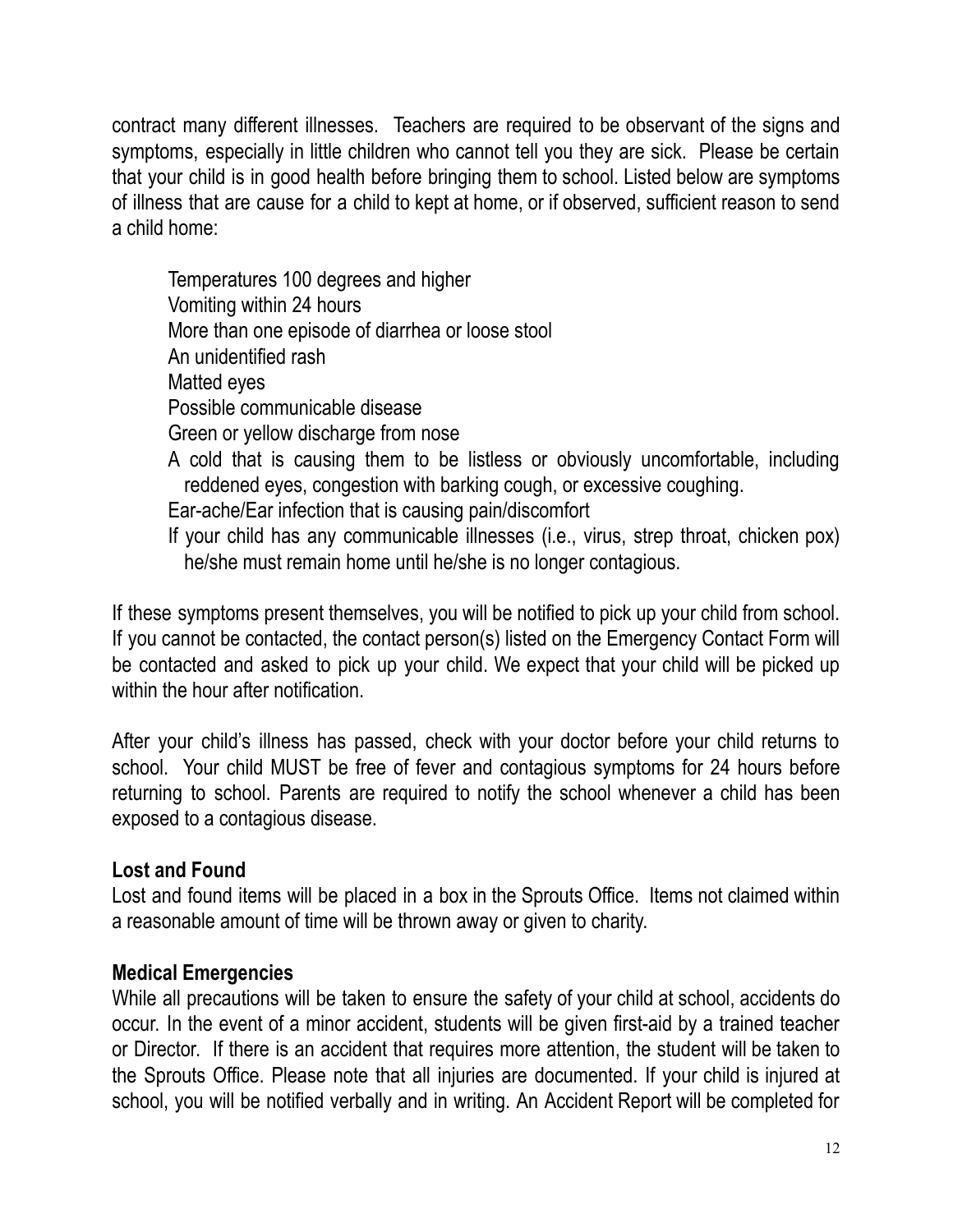contract many different illnesses. Teachers are required to be observant of the signs and symptoms, especially in little children who cannot tell you they are sick. Please be certain that your child is in good health before bringing them to school. Listed below are symptoms of illness that are cause for a child to kept at home, or if observed, sufficient reason to send a child home:

- Temperatures 100 degrees and higher
- Vomiting within 24 hours
- More than one episode of diarrhea or loose stool
- An unidentified rash
- Matted eyes
- Possible communicable disease
- Green or yellow discharge from nose
- A cold that is causing them to be listless or obviously uncomfortable, including reddened eyes, congestion with barking cough, or excessive coughing.
- Ear-ache/Ear infection that is causing pain/discomfort
- If your child has any communicable illnesses (i.e., virus, strep throat, chicken pox) he/she must remain home until he/she is no longer contagious.

If these symptoms present themselves, you will be notified to pick up your child from school. If you cannot be contacted, the contact person(s) listed on the Emergency Contact Form will be contacted and asked to pick up your child. We expect that your child will be picked up within the hour after notification.

After your child's illness has passed, check with your doctor before your child returns to school. Your child MUST be free of fever and contagious symptoms for 24 hours before returning to school. Parents are required to notify the school whenever a child has been exposed to a contagious disease.

**Lost and Found**

Lost and found items will be placed in a box in the Sprouts Office. Items not claimed within a reasonable amount of time will be thrown away or given to charity.

**Medical Emergencies**

While all precautions will be taken to ensure the safety of your child at school, accidents do occur. In the event of a minor accident, students will be given first-aid by a trained teacher or Director. If there is an accident that requires more attention, the student will be taken to the Sprouts Office. Please note that all injuries are documented. If your child is injured at school, you will be notified verbally and in writing. An Accident Report will be completed for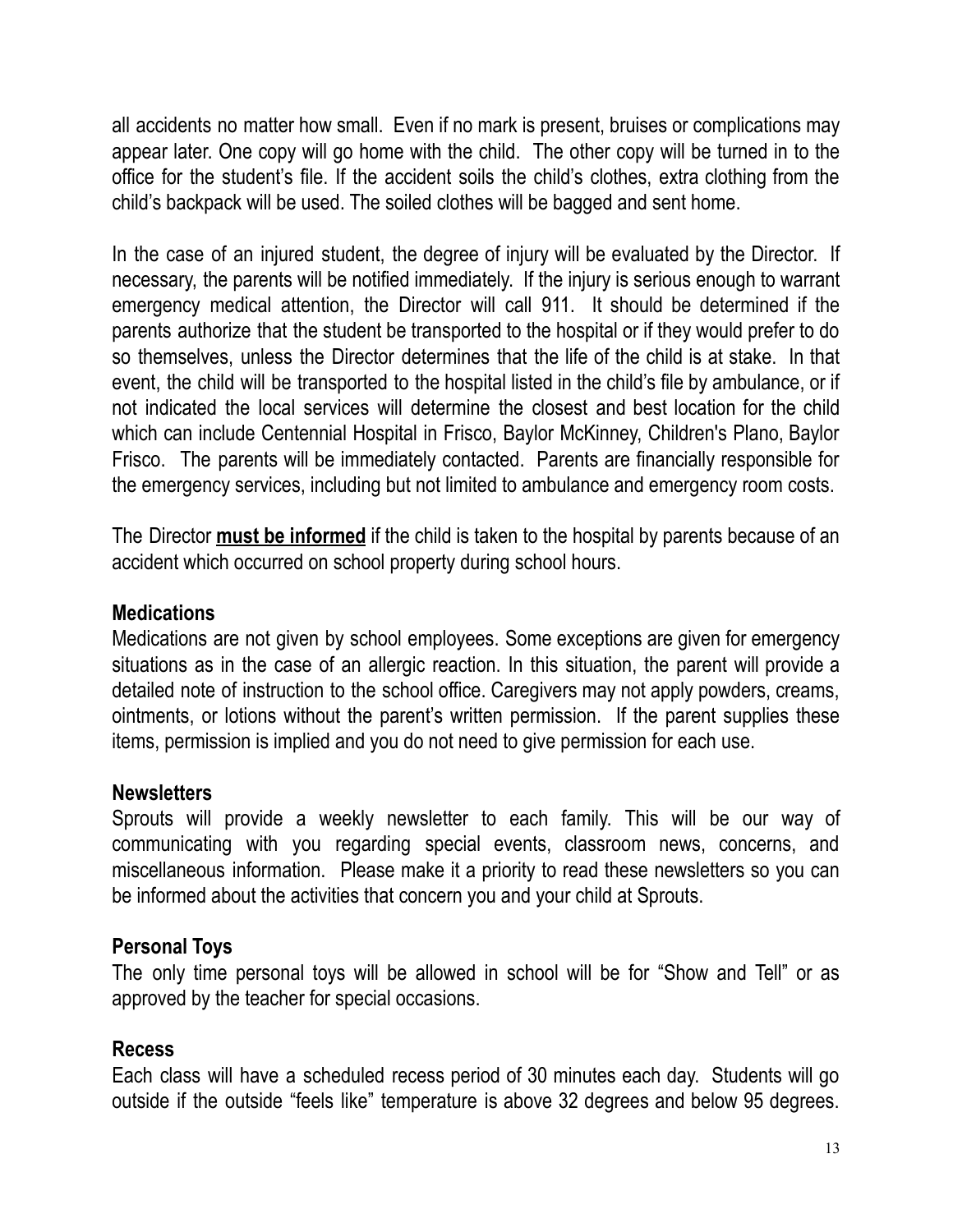all accidents no matter how small. Even if no mark is present, bruises or complications may appear later. One copy will go home with the child. The other copy will be turned in to the office for the student's file. If the accident soils the child's clothes, extra clothing from the child's backpack will be used. The soiled clothes will be bagged and sent home.

In the case of an injured student, the degree of injury will be evaluated by the Director. If necessary, the parents will be notified immediately. If the injury is serious enough to warrant emergency medical attention, the Director will call 911. It should be determined if the parents authorize that the student be transported to the hospital or if they would prefer to do so themselves, unless the Director determines that the life of the child is at stake. In that event, the child will be transported to the hospital listed in the child's file by ambulance, or if not indicated the local services will determine the closest and best location for the child which can include Centennial Hospital in Frisco, Baylor McKinney, Children's Plano, Baylor Frisco. The parents will be immediately contacted. Parents are financially responsible for the emergency services, including but not limited to ambulance and emergency room costs.

The Director **<u>must be informed</u>** if the child is taken to the hospital by parents because of an accident which occurred on school property during school hours.

### Medications

Medications are not given by school employees. Some exceptions are given for emergency situations as in the case of an allergic reaction. In this situation, the parent will provide a detailed note of instruction to the school office. Caregivers may not apply powders, creams, ointments, or lotions without the parent's written permission. If the parent supplies these items, permission is implied and you do not need to give permission for each use.

### Newsletters

Sprouts will provide a weekly newsletter to each family. This will be our way of communicating with you regarding special events, classroom news, concerns, and miscellaneous information. Please make it a priority to read these newsletters so you can be informed about the activities that concern you and your child at Sprouts.

### Personal Toys

The only time personal toys will be allowed in school will be for "Show and Tell" or as approved by the teacher for special occasions.

### Recess

Each class will have a scheduled recess period of 30 minutes each day. Students will go outside if the outside "feels like" temperature is above 32 degrees and below 95 degrees.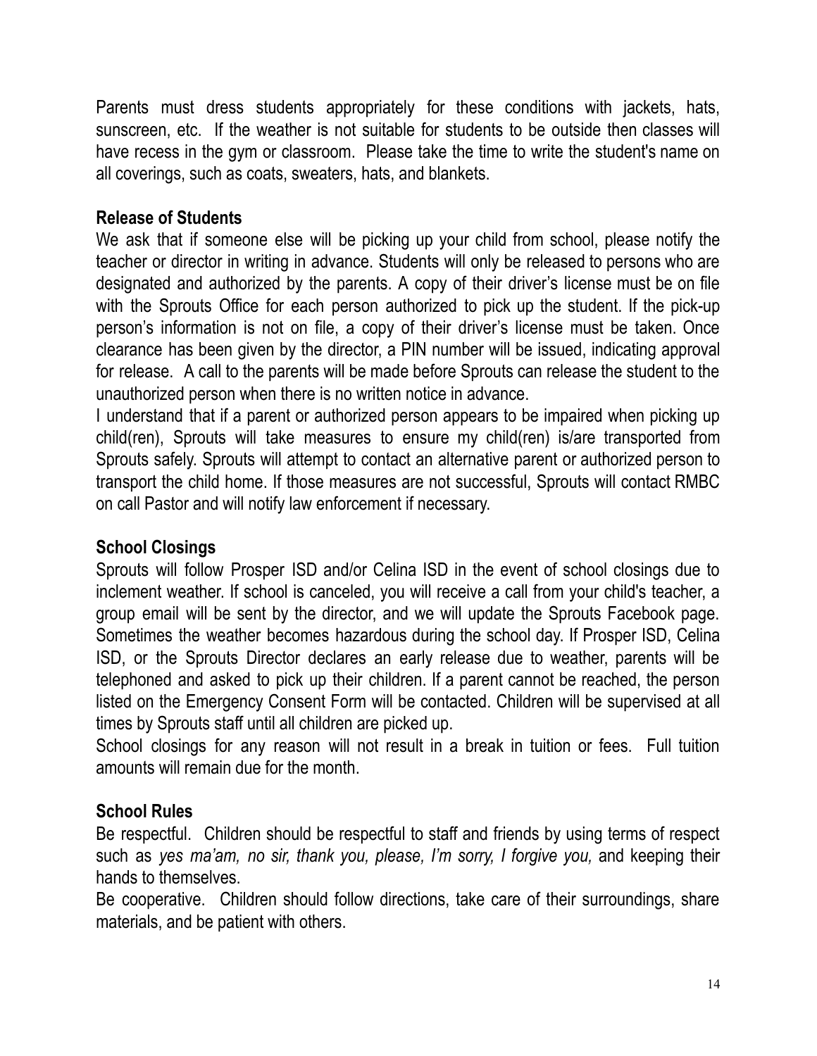Parents must dress students appropriately for these conditions with jackets, hats, sunscreen, etc. If the weather is not suitable for students to be outside then classes will have recess in the gym or classroom. Please take the time to write the student's name on all coverings, such as coats, sweaters, hats, and blankets.

### Release of Students

We ask that if someone else will be picking up your child from school, please notify the teacher or director in writing in advance. Students will only be released to persons who are designated and authorized by the parents. A copy of their driver's license must be on file with the Sprouts Office for each person authorized to pick up the student. If the pick-up person's information is not on file, a copy of their driver's license must be taken. Once clearance has been given by the director, a PIN number will be issued, indicating approval for release. A call to the parents will be made before Sprouts can release the student to the unauthorized person when there is no written notice in advance.

I understand that if a parent or authorized person appears to be impaired when picking up child(ren), Sprouts will take measures to ensure my child(ren) is/are transported from Sprouts safely. Sprouts will attempt to contact an alternative parent or authorized person to transport the child home. If those measures are not successful, Sprouts will contact RMBC on call Pastor and will notify law enforcement if necessary.

### School Closings

Sprouts will follow Prosper ISD and/or Celina ISD in the event of school closings due to inclement weather. If school is canceled, you will receive a call from your child's teacher, a group email will be sent by the director, and we will update the Sprouts Facebook page. Sometimes the weather becomes hazardous during the school day. If Prosper ISD, Celina ISD, or the Sprouts Director declares an early release due to weather, parents will be telephoned and asked to pick up their children. If a parent cannot be reached, the person listed on the Emergency Consent Form will be contacted. Children will be supervised at all times by Sprouts staff until all children are picked up.

School closings for any reason will not result in a break in tuition or fees. Full tuition amounts will remain due for the month.

### School Rules

Be respectful. Children should be respectful to staff and friends by using terms of respect such as *yes ma'am, no sir, thank you, please, I'm sorry, I forgive you,* and keeping their hands to themselves.

Be cooperative. Children should follow directions, take care of their surroundings, share materials, and be patient with others.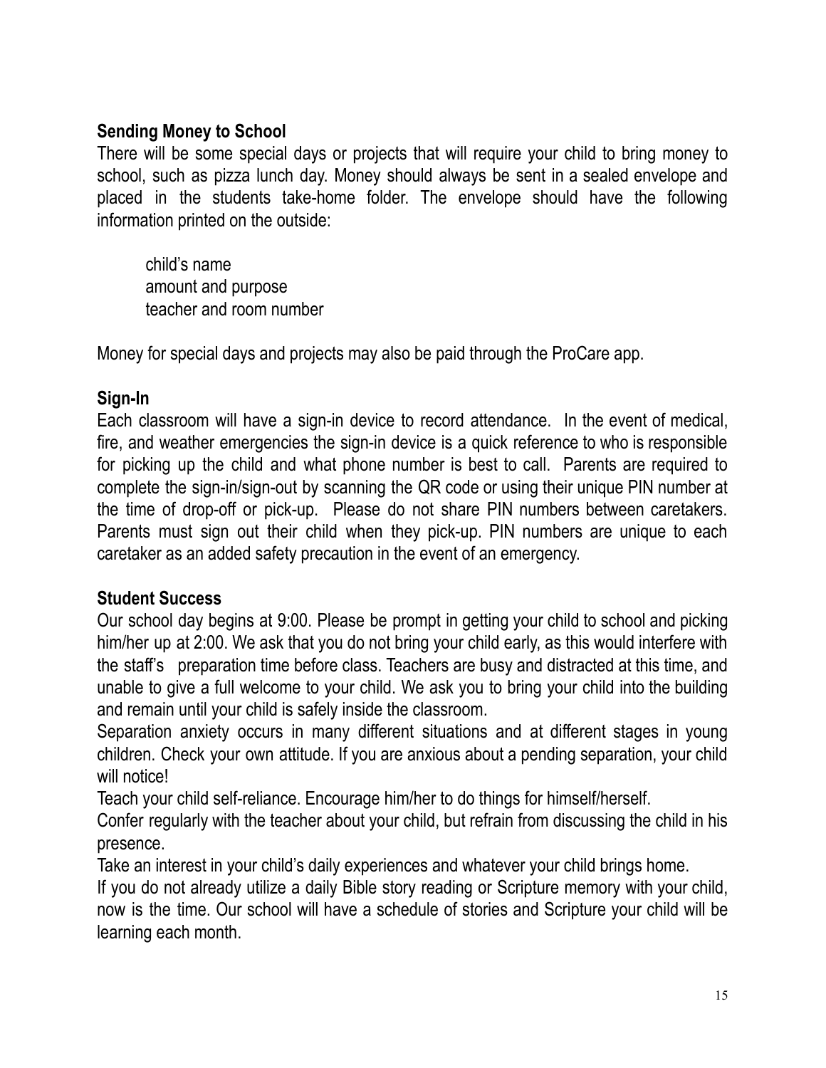### Sending Money to School

There will be some special days or projects that will require your child to bring money to school, such as pizza lunch day. Money should always be sent in a sealed envelope and placed in the students take-home folder. The envelope should have the following information printed on the outside:

child's name
amount and purpose
teacher and room number

Money for special days and projects may also be paid through the ProCare app.

### Sign-In

Each classroom will have a sign-in device to record attendance. In the event of medical, fire, and weather emergencies the sign-in device is a quick reference to who is responsible for picking up the child and what phone number is best to call. Parents are required to complete the sign-in/sign-out by scanning the QR code or using their unique PIN number at the time of drop-off or pick-up. Please do not share PIN numbers between caretakers. Parents must sign out their child when they pick-up. PIN numbers are unique to each caretaker as an added safety precaution in the event of an emergency.

### Student Success

Our school day begins at 9:00. Please be prompt in getting your child to school and picking him/her up at 2:00. We ask that you do not bring your child early, as this would interfere with the staff's preparation time before class. Teachers are busy and distracted at this time, and unable to give a full welcome to your child. We ask you to bring your child into the building and remain until your child is safely inside the classroom.

Separation anxiety occurs in many different situations and at different stages in young children. Check your own attitude. If you are anxious about a pending separation, your child will notice!

Teach your child self-reliance. Encourage him/her to do things for himself/herself.

Confer regularly with the teacher about your child, but refrain from discussing the child in his presence.

Take an interest in your child's daily experiences and whatever your child brings home.

If you do not already utilize a daily Bible story reading or Scripture memory with your child, now is the time. Our school will have a schedule of stories and Scripture your child will be learning each month.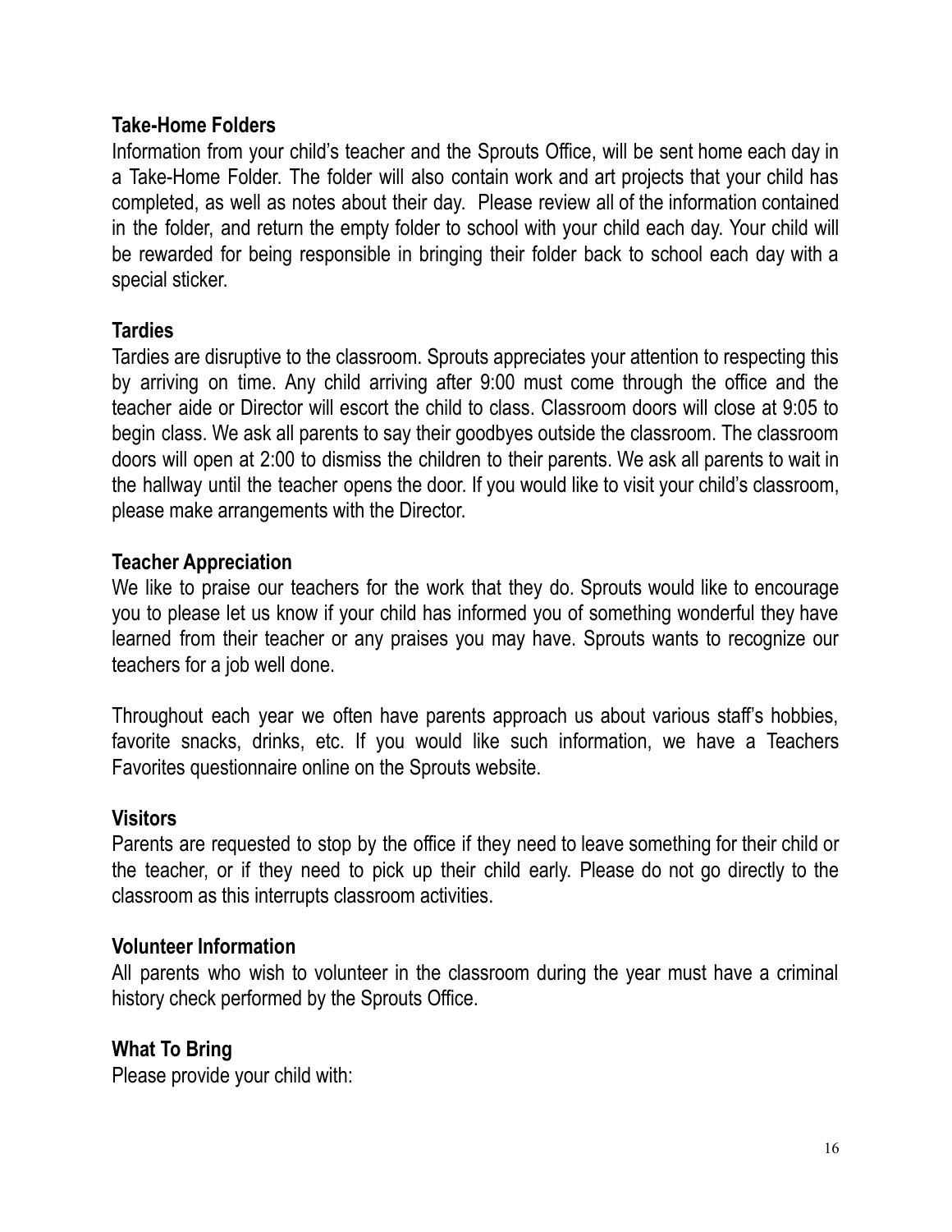### Take-Home Folders

Information from your child's teacher and the Sprouts Office, will be sent home each day in a Take-Home Folder. The folder will also contain work and art projects that your child has completed, as well as notes about their day. Please review all of the information contained in the folder, and return the empty folder to school with your child each day. Your child will be rewarded for being responsible in bringing their folder back to school each day with a special sticker.

### Tardies

Tardies are disruptive to the classroom. Sprouts appreciates your attention to respecting this by arriving on time. Any child arriving after 9:00 must come through the office and the teacher aide or Director will escort the child to class. Classroom doors will close at 9:05 to begin class. We ask all parents to say their goodbyes outside the classroom. The classroom doors will open at 2:00 to dismiss the children to their parents. We ask all parents to wait in the hallway until the teacher opens the door. If you would like to visit your child's classroom, please make arrangements with the Director.

### Teacher Appreciation

We like to praise our teachers for the work that they do. Sprouts would like to encourage you to please let us know if your child has informed you of something wonderful they have learned from their teacher or any praises you may have. Sprouts wants to recognize our teachers for a job well done.

Throughout each year we often have parents approach us about various staff's hobbies, favorite snacks, drinks, etc. If you would like such information, we have a Teachers Favorites questionnaire online on the Sprouts website.

### Visitors

Parents are requested to stop by the office if they need to leave something for their child or the teacher, or if they need to pick up their child early. Please do not go directly to the classroom as this interrupts classroom activities.

### Volunteer Information

All parents who wish to volunteer in the classroom during the year must have a criminal history check performed by the Sprouts Office.

### What To Bring

Please provide your child with: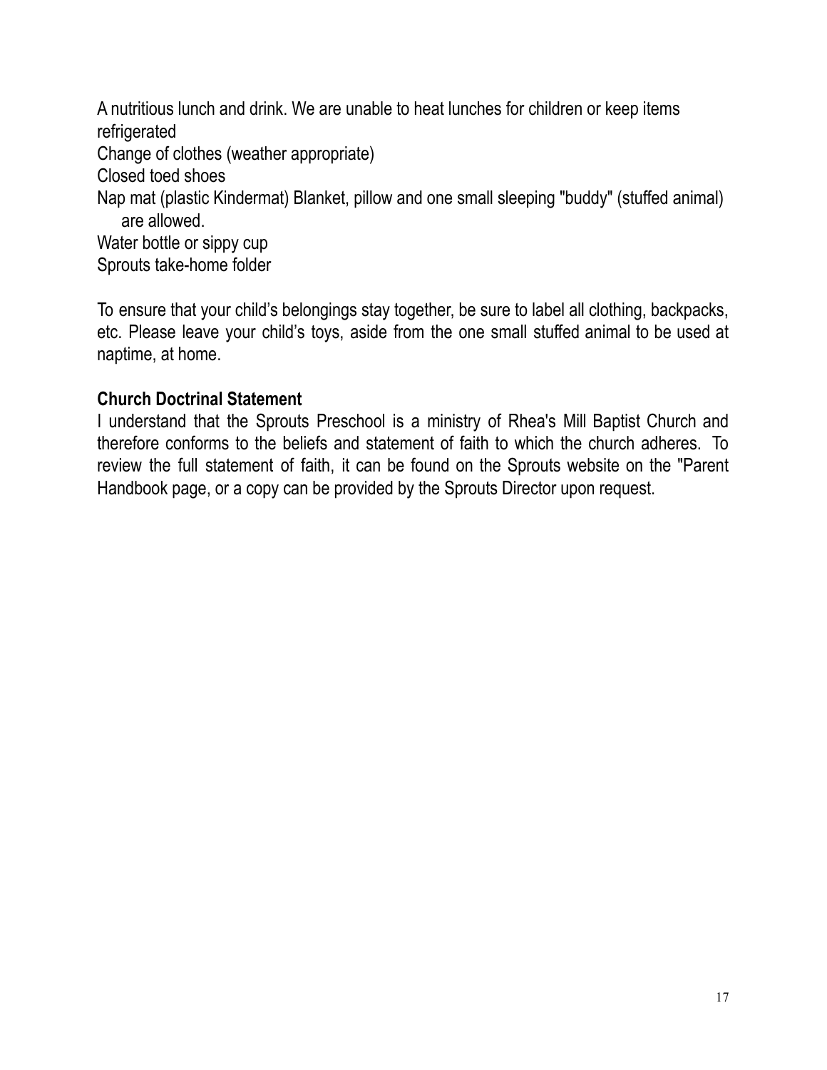A nutritious lunch and drink. We are unable to heat lunches for children or keep items refrigerated
Change of clothes (weather appropriate)
Closed toed shoes
Nap mat (plastic Kindermat) Blanket, pillow and one small sleeping "buddy" (stuffed animal) are allowed.
Water bottle or sippy cup
Sprouts take-home folder

To ensure that your child's belongings stay together, be sure to label all clothing, backpacks, etc. Please leave your child's toys, aside from the one small stuffed animal to be used at naptime, at home.

**Church Doctrinal Statement**
I understand that the Sprouts Preschool is a ministry of Rhea's Mill Baptist Church and therefore conforms to the beliefs and statement of faith to which the church adheres. To review the full statement of faith, it can be found on the Sprouts website on the "Parent Handbook page, or a copy can be provided by the Sprouts Director upon request.